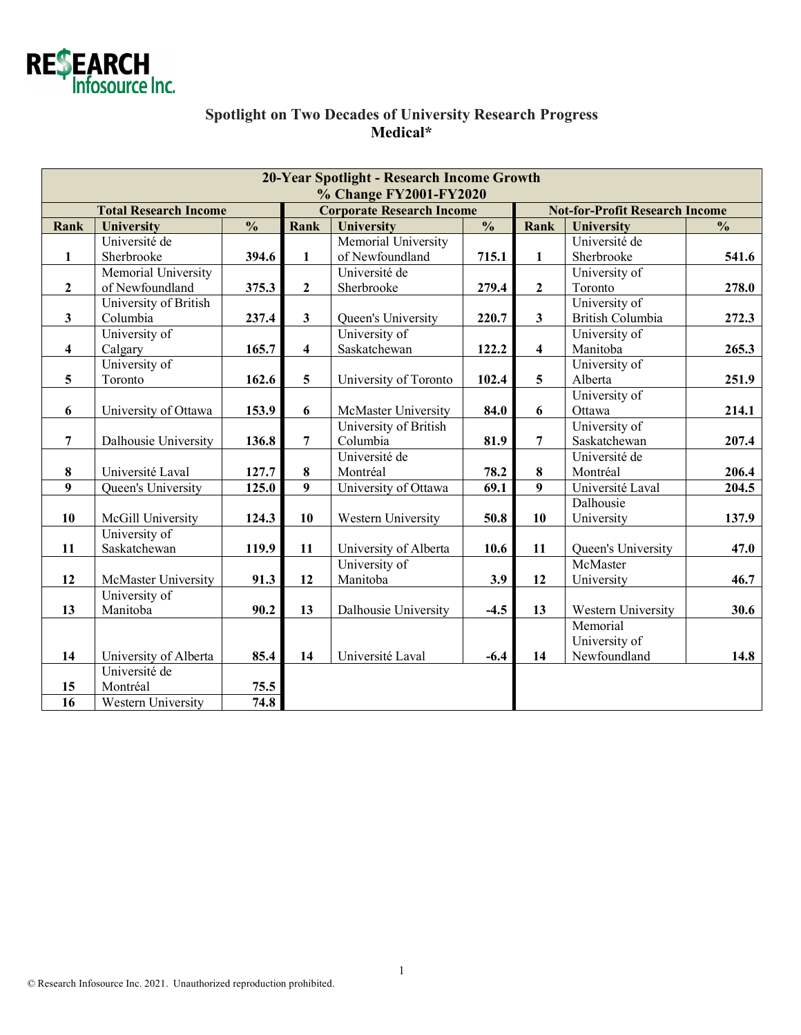RESEARCH Infosource Inc.

## Spotlight on Two Decades of University Research Progress
## Medical*

| 20-Year Spotlight - Research Income Growth % Change FY2001-FY2020 | | | | | | | | |
|---|---|---|---|---|---|---|---|---|
| Total Research Income | | | Corporate Research Income | | | Not-for-Profit Research Income | | |
| **Rank** | **University** | **%** | **Rank** | **University** | **%** | **Rank** | **University** | **%** |
| **1** | Université de Sherbrooke | **394.6** | **1** | Memorial University of Newfoundland | **715.1** | **1** | Université de Sherbrooke | **541.6** |
| **2** | Memorial University of Newfoundland | **375.3** | **2** | Université de Sherbrooke | **279.4** | **2** | University of Toronto | **278.0** |
| **3** | University of British Columbia | **237.4** | **3** | Queen's University | **220.7** | **3** | University of British Columbia | **272.3** |
| **4** | University of Calgary | **165.7** | **4** | University of Saskatchewan | **122.2** | **4** | University of Manitoba | **265.3** |
| **5** | University of Toronto | **162.6** | **5** | University of Toronto | **102.4** | **5** | University of Alberta | **251.9** |
| **6** | University of Ottawa | **153.9** | **6** | McMaster University | **84.0** | **6** | University of Ottawa | **214.1** |
| **7** | Dalhousie University | **136.8** | **7** | University of British Columbia | **81.9** | **7** | University of Saskatchewan | **207.4** |
| **8** | Université Laval | **127.7** | **8** | Université de Montréal | **78.2** | **8** | Université de Montréal | **206.4** |
| **9** | Queen's University | **125.0** | **9** | University of Ottawa | **69.1** | **9** | Université Laval | **204.5** |
| **10** | McGill University | **124.3** | **10** | Western University | **50.8** | **10** | Dalhousie University | **137.9** |
| **11** | University of Saskatchewan | **119.9** | **11** | University of Alberta | **10.6** | **11** | Queen's University | **47.0** |
| **12** | McMaster University | **91.3** | **12** | University of Manitoba | **3.9** | **12** | McMaster University | **46.7** |
| **13** | University of Manitoba | **90.2** | **13** | Dalhousie University | **-4.5** | **13** | Western University | **30.6** |
| **14** | University of Alberta | **85.4** | **14** | Université Laval | **-6.4** | **14** | Memorial University of Newfoundland | **14.8** |
| **15** | Université de Montréal | **75.5** | | | | | | |
| **16** | Western University | **74.8** | | | | | | |

© Research Infosource Inc. 2021. Unauthorized reproduction prohibited.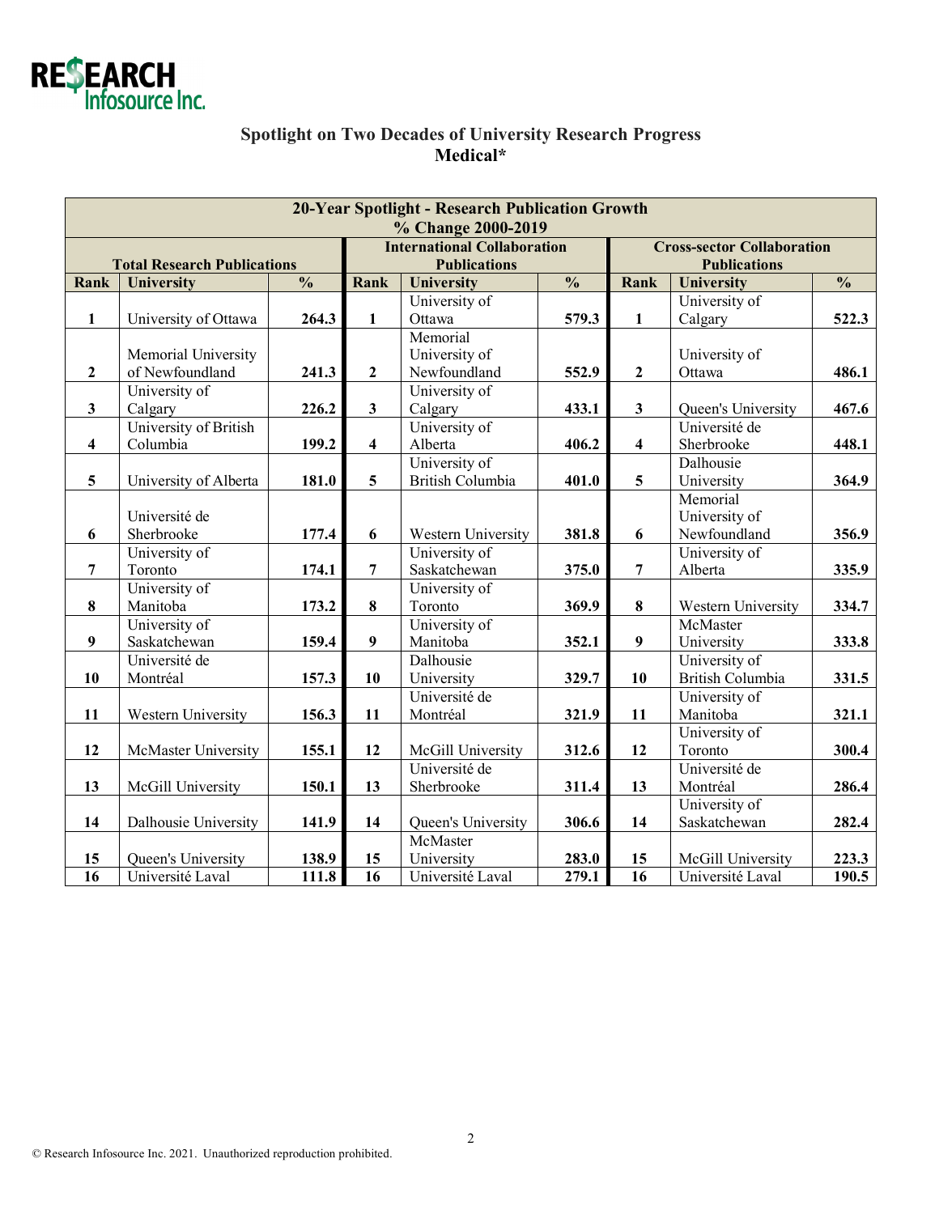## Spotlight on Two Decades of University Research Progress
## Medical*

| 20-Year Spotlight - Research Publication Growth % Change 2000-2019 | | | | | | | | |
|---|---|---|---|---|---|---|---|---|
| Total Research Publications | | | International Collaboration Publications | | | Cross-sector Collaboration Publications | | |
| Rank | University | % | Rank | University | % | Rank | University | % |
| 1 | University of Ottawa | 264.3 | 1 | University of Ottawa | 579.3 | 1 | University of Calgary | 522.3 |
| 2 | Memorial University of Newfoundland | 241.3 | 2 | Memorial University of Newfoundland | 552.9 | 2 | University of Ottawa | 486.1 |
| 3 | University of Calgary | 226.2 | 3 | University of Calgary | 433.1 | 3 | Queen's University | 467.6 |
| 4 | University of British Columbia | 199.2 | 4 | University of Alberta | 406.2 | 4 | Université de Sherbrooke | 448.1 |
| 5 | University of Alberta | 181.0 | 5 | University of British Columbia | 401.0 | 5 | Dalhousie University | 364.9 |
| 6 | Université de Sherbrooke | 177.4 | 6 | Western University | 381.8 | 6 | Memorial University of Newfoundland | 356.9 |
| 7 | University of Toronto | 174.1 | 7 | University of Saskatchewan | 375.0 | 7 | University of Alberta | 335.9 |
| 8 | University of Manitoba | 173.2 | 8 | University of Toronto | 369.9 | 8 | Western University | 334.7 |
| 9 | University of Saskatchewan | 159.4 | 9 | University of Manitoba | 352.1 | 9 | McMaster University | 333.8 |
| 10 | Université de Montréal | 157.3 | 10 | Dalhousie University | 329.7 | 10 | University of British Columbia | 331.5 |
| 11 | Western University | 156.3 | 11 | Université de Montréal | 321.9 | 11 | University of Manitoba | 321.1 |
| 12 | McMaster University | 155.1 | 12 | McGill University | 312.6 | 12 | University of Toronto | 300.4 |
| 13 | McGill University | 150.1 | 13 | Université de Sherbrooke | 311.4 | 13 | Université de Montréal | 286.4 |
| 14 | Dalhousie University | 141.9 | 14 | Queen's University | 306.6 | 14 | University of Saskatchewan | 282.4 |
| 15 | Queen's University | 138.9 | 15 | McMaster University | 283.0 | 15 | McGill University | 223.3 |
| 16 | Université Laval | 111.8 | 16 | Université Laval | 279.1 | 16 | Université Laval | 190.5 |

© Research Infosource Inc. 2021. Unauthorized reproduction prohibited.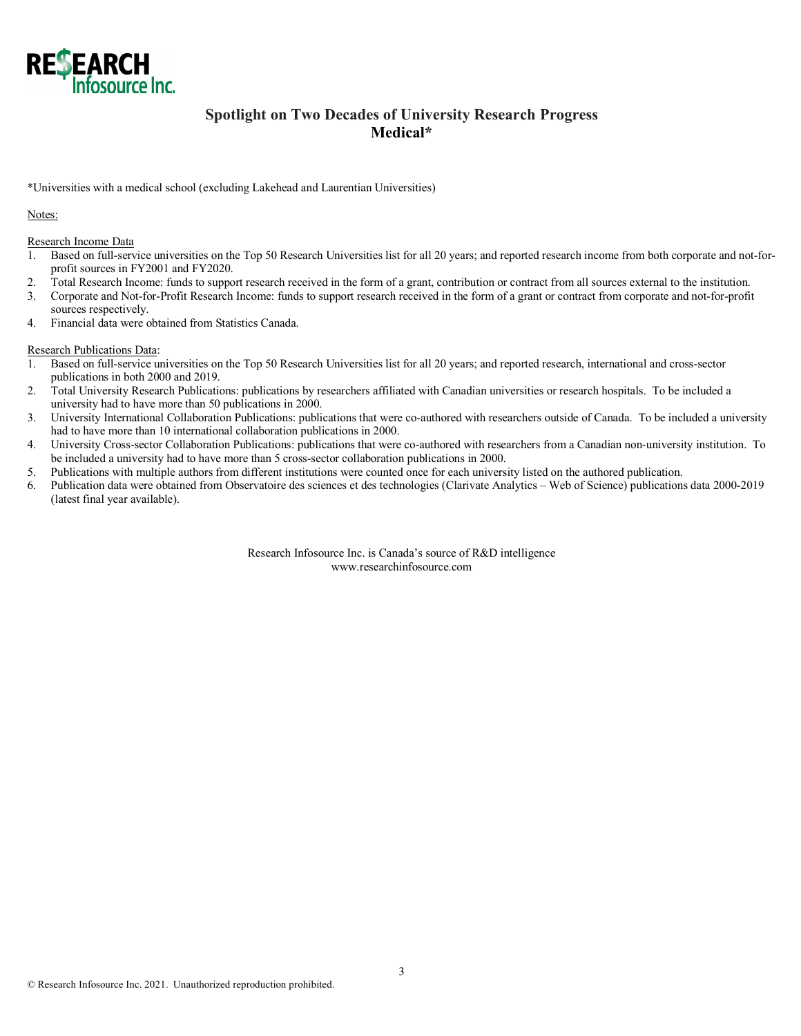RE$EARCH Infosource Inc.

## Spotlight on Two Decades of University Research Progress
## Medical*

*Universities with a medical school (excluding Lakehead and Laurentian Universities)

Notes:

Research Income Data

1. Based on full-service universities on the Top 50 Research Universities list for all 20 years; and reported research income from both corporate and not-for-profit sources in FY2001 and FY2020.
2. Total Research Income: funds to support research received in the form of a grant, contribution or contract from all sources external to the institution.
3. Corporate and Not-for-Profit Research Income: funds to support research received in the form of a grant or contract from corporate and not-for-profit sources respectively.
4. Financial data were obtained from Statistics Canada.

Research Publications Data:

1. Based on full-service universities on the Top 50 Research Universities list for all 20 years; and reported research, international and cross-sector publications in both 2000 and 2019.
2. Total University Research Publications: publications by researchers affiliated with Canadian universities or research hospitals. To be included a university had to have more than 50 publications in 2000.
3. University International Collaboration Publications: publications that were co-authored with researchers outside of Canada. To be included a university had to have more than 10 international collaboration publications in 2000.
4. University Cross-sector Collaboration Publications: publications that were co-authored with researchers from a Canadian non-university institution. To be included a university had to have more than 5 cross-sector collaboration publications in 2000.
5. Publications with multiple authors from different institutions were counted once for each university listed on the authored publication.
6. Publication data were obtained from Observatoire des sciences et des technologies (Clarivate Analytics – Web of Science) publications data 2000-2019 (latest final year available).

Research Infosource Inc. is Canada's source of R&D intelligence
www.researchinfosource.com

© Research Infosource Inc. 2021. Unauthorized reproduction prohibited.